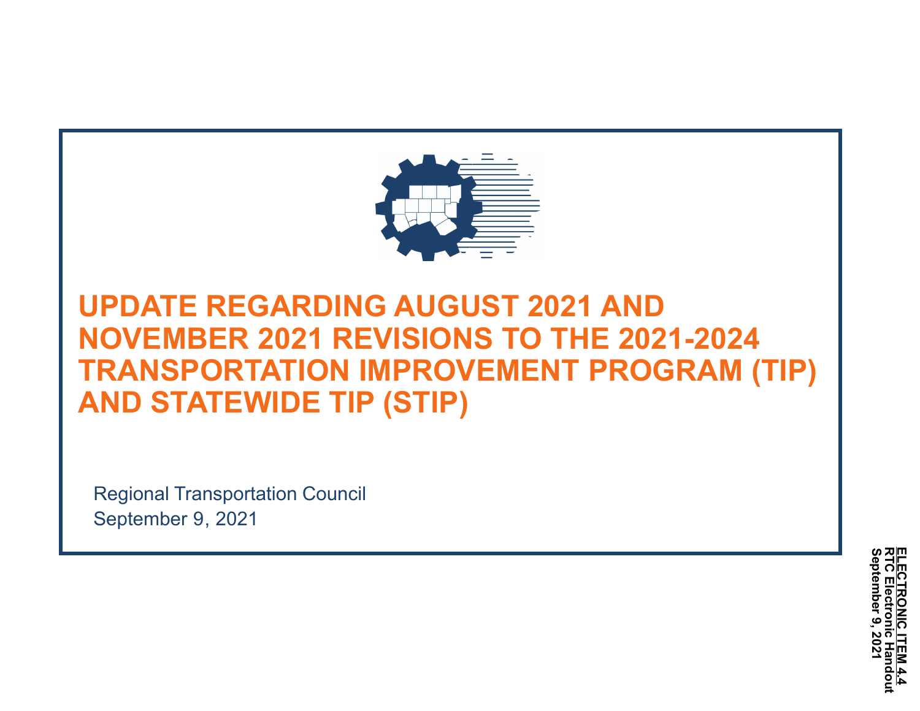# UPDATE REGARDING AUGUST 2021 AND NOVEMBER 2021 REVISIONS TO THE 2021-2024 TRANSPORTATION IMPROVEMENT PROGRAM (TIP) AND STATEWIDE TIP (STIP)

Regional Transportation Council
September 9, 2021

**ELECTRONIC ITEM 4.4**
**RTC Electronic Handout**
**September 9, 2021**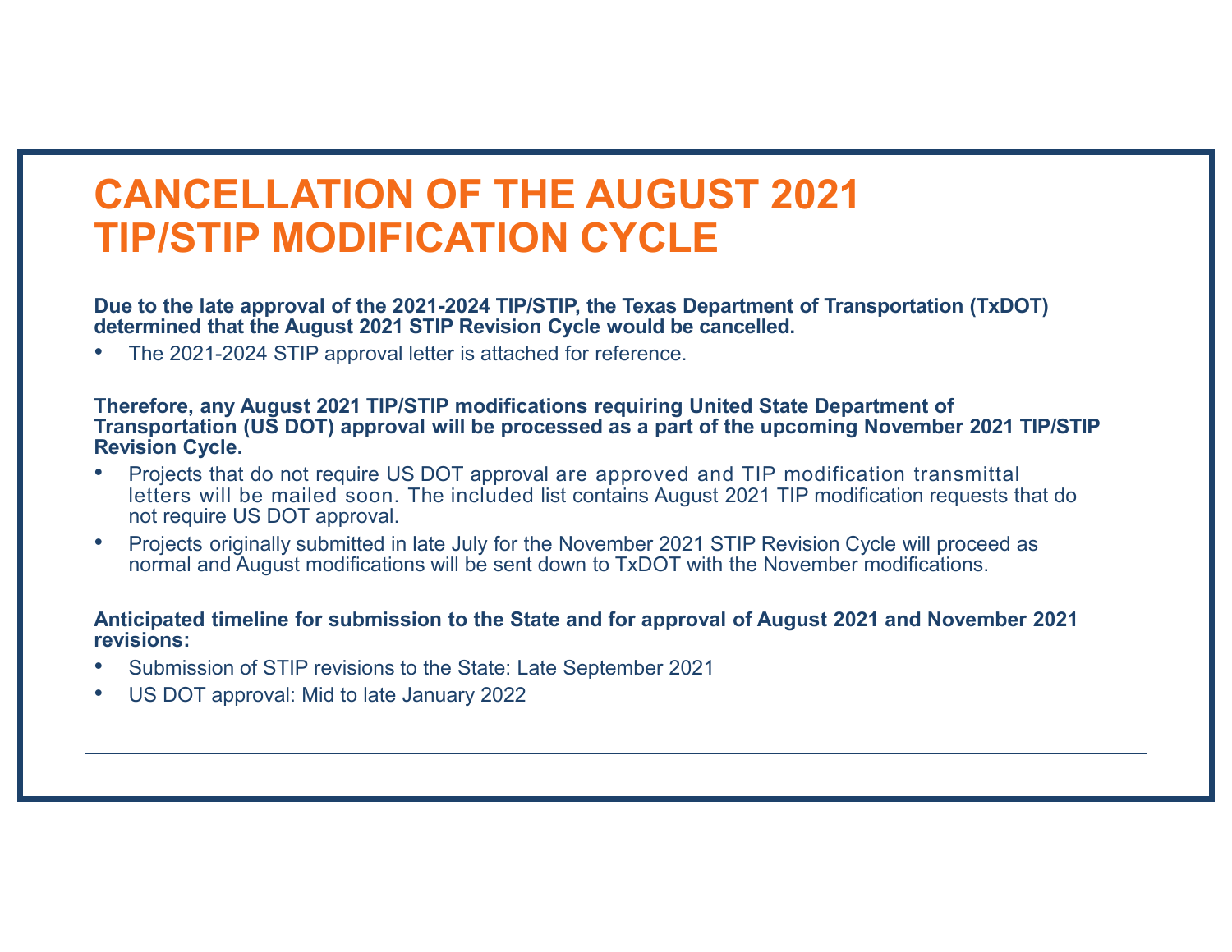# CANCELLATION OF THE AUGUST 2021 TIP/STIP MODIFICATION CYCLE

**Due to the late approval of the 2021-2024 TIP/STIP, the Texas Department of Transportation (TxDOT) determined that the August 2021 STIP Revision Cycle would be cancelled.**

- The 2021-2024 STIP approval letter is attached for reference.

**Therefore, any August 2021 TIP/STIP modifications requiring United State Department of Transportation (US DOT) approval will be processed as a part of the upcoming November 2021 TIP/STIP Revision Cycle.**

- Projects that do not require US DOT approval are approved and TIP modification transmittal letters will be mailed soon. The included list contains August 2021 TIP modification requests that do not require US DOT approval.
- Projects originally submitted in late July for the November 2021 STIP Revision Cycle will proceed as normal and August modifications will be sent down to TxDOT with the November modifications.

**Anticipated timeline for submission to the State and for approval of August 2021 and November 2021 revisions:**

- Submission of STIP revisions to the State: Late September 2021
- US DOT approval: Mid to late January 2022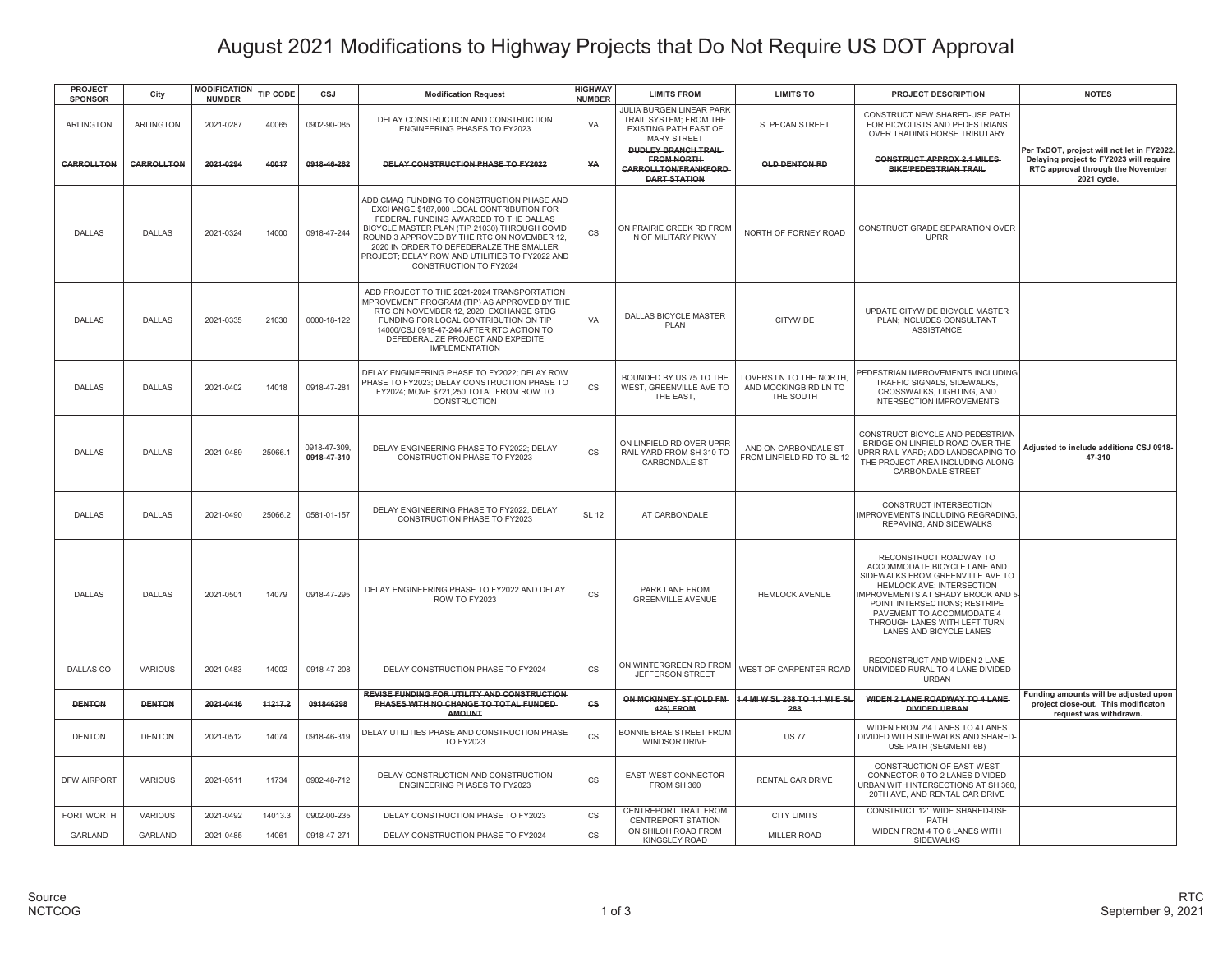# August 2021 Modifications to Highway Projects that Do Not Require US DOT Approval

| PROJECT SPONSOR | City | MODIFICATION NUMBER | TIP CODE | CSJ | Modification Request | HIGHWAY NUMBER | LIMITS FROM | LIMITS TO | PROJECT DESCRIPTION | NOTES |
|---|---|---|---|---|---|---|---|---|---|---|
| ARLINGTON | ARLINGTON | 2021-0287 | 40065 | 0902-90-085 | DELAY CONSTRUCTION AND CONSTRUCTION ENGINEERING PHASES TO FY2023 | VA | JULIA BURGEN LINEAR PARK TRAIL SYSTEM; FROM THE EXISTING PATH EAST OF MARY STREET | S. PECAN STREET | CONSTRUCT NEW SHARED-USE PATH FOR BICYCLISTS AND PEDESTRIANS OVER TRADING HORSE TRIBUTARY | |
| ~~**CARROLLTON**~~ | ~~**CARROLLTON**~~ | ~~**2021-0294**~~ | ~~**40017**~~ | ~~**0918-46-282**~~ | ~~**DELAY CONSTRUCTION PHASE TO FY2022**~~ | ~~**VA**~~ | ~~**DUDLEY BRANCH TRAIL FROM NORTH CARROLLTON/FRANKFORD DART STATION**~~ | ~~**OLD DENTON RD**~~ | ~~**CONSTRUCT APPROX 2.1 MILES BIKE/PEDESTRIAN TRAIL**~~ | **Per TxDOT, project will not let in FY2022. Delaying project to FY2023 will require RTC approval through the November 2021 cycle.** |
| DALLAS | DALLAS | 2021-0324 | 14000 | 0918-47-244 | ADD CMAQ FUNDING TO CONSTRUCTION PHASE AND EXCHANGE $187,000 LOCAL CONTRIBUTION FOR FEDERAL FUNDING AWARDED TO THE DALLAS BICYCLE MASTER PLAN (TIP 21030) THROUGH COVID ROUND 3 APPROVED BY THE RTC ON NOVEMBER 12, 2020 IN ORDER TO DEFEDERALZE THE SMALLER PROJECT; DELAY ROW AND UTILITIES TO FY2022 AND CONSTRUCTION TO FY2024 | CS | ON PRAIRIE CREEK RD FROM N OF MILITARY PKWY | NORTH OF FORNEY ROAD | CONSTRUCT GRADE SEPARATION OVER UPRR | |
| DALLAS | DALLAS | 2021-0335 | 21030 | 0000-18-122 | ADD PROJECT TO THE 2021-2024 TRANSPORTATION IMPROVEMENT PROGRAM (TIP) AS APPROVED BY THE RTC ON NOVEMBER 12, 2020; EXCHANGE STBG FUNDING FOR LOCAL CONTRIBUTION ON TIP 14000/CSJ 0918-47-244 AFTER RTC ACTION TO DEFEDERALIZE PROJECT AND EXPEDITE IMPLEMENTATION | VA | DALLAS BICYCLE MASTER PLAN | CITYWIDE | UPDATE CITYWIDE BICYCLE MASTER PLAN; INCLUDES CONSULTANT ASSISTANCE | |
| DALLAS | DALLAS | 2021-0402 | 14018 | 0918-47-281 | DELAY ENGINEERING PHASE TO FY2022; DELAY ROW PHASE TO FY2023; DELAY CONSTRUCTION PHASE TO FY2024; MOVE $721,250 TOTAL FROM ROW TO CONSTRUCTION | CS | BOUNDED BY US 75 TO THE WEST, GREENVILLE AVE TO THE EAST, | LOVERS LN TO THE NORTH, AND MOCKINGBIRD LN TO THE SOUTH | PEDESTRIAN IMPROVEMENTS INCLUDING TRAFFIC SIGNALS, SIDEWALKS, CROSSWALKS, LIGHTING, AND INTERSECTION IMPROVEMENTS | |
| DALLAS | DALLAS | 2021-0489 | 25066.1 | 0918-47-309, **0918-47-310** | DELAY ENGINEERING PHASE TO FY2022; DELAY CONSTRUCTION PHASE TO FY2023 | CS | ON LINFIELD RD OVER UPRR RAIL YARD FROM SH 310 TO CARBONDALE ST | AND ON CARBONDALE ST FROM LINFIELD RD TO SL 12 | CONSTRUCT BICYCLE AND PEDESTRIAN BRIDGE ON LINFIELD ROAD OVER THE UPRR RAIL YARD; ADD LANDSCAPING TO THE PROJECT AREA INCLUDING ALONG CARBONDALE STREET | **Adjusted to include additiona CSJ 0918-47-310** |
| DALLAS | DALLAS | 2021-0490 | 25066.2 | 0581-01-157 | DELAY ENGINEERING PHASE TO FY2022; DELAY CONSTRUCTION PHASE TO FY2023 | SL 12 | AT CARBONDALE | | CONSTRUCT INTERSECTION IMPROVEMENTS INCLUDING REGRADING, REPAVING, AND SIDEWALKS | |
| DALLAS | DALLAS | 2021-0501 | 14079 | 0918-47-295 | DELAY ENGINEERING PHASE TO FY2022 AND DELAY ROW TO FY2023 | CS | PARK LANE FROM GREENVILLE AVENUE | HEMLOCK AVENUE | RECONSTRUCT ROADWAY TO ACCOMMODATE BICYCLE LANE AND SIDEWALKS FROM GREENVILLE AVE TO HEMLOCK AVE; INTERSECTION IMPROVEMENTS AT SHADY BROOK AND 5-POINT INTERSECTIONS; RESTRIPE PAVEMENT TO ACCOMMODATE 4 THROUGH LANES WITH LEFT TURN LANES AND BICYCLE LANES | |
| DALLAS CO | VARIOUS | 2021-0483 | 14002 | 0918-47-208 | DELAY CONSTRUCTION PHASE TO FY2024 | CS | ON WINTERGREEN RD FROM JEFFERSON STREET | WEST OF CARPENTER ROAD | RECONSTRUCT AND WIDEN 2 LANE UNDIVIDED RURAL TO 4 LANE DIVIDED URBAN | |
| ~~**DENTON**~~ | ~~**DENTON**~~ | ~~**2021-0416**~~ | ~~**11217.2**~~ | ~~**091846298**~~ | ~~**REVISE FUNDING FOR UTILITY AND CONSTRUCTION PHASES WITH NO CHANGE TO TOTAL FUNDED AMOUNT**~~ | ~~**CS**~~ | ~~**ON MCKINNEY ST (OLD FM 426) FROM**~~ | ~~**1.4 MI W SL 288 TO 1.1 MI E SL 288**~~ | ~~**WIDEN 2 LANE ROADWAY TO 4 LANE DIVIDED URBAN**~~ | **Funding amounts will be adjusted upon project close-out. This modificaton request was withdrawn.** |
| DENTON | DENTON | 2021-0512 | 14074 | 0918-46-319 | DELAY UTILITIES PHASE AND CONSTRUCTION PHASE TO FY2023 | CS | BONNIE BRAE STREET FROM WINDSOR DRIVE | US 77 | WIDEN FROM 2/4 LANES TO 4 LANES DIVIDED WITH SIDEWALKS AND SHARED-USE PATH (SEGMENT 6B) | |
| DFW AIRPORT | VARIOUS | 2021-0511 | 11734 | 0902-48-712 | DELAY CONSTRUCTION AND CONSTRUCTION ENGINEERING PHASES TO FY2023 | CS | EAST-WEST CONNECTOR FROM SH 360 | RENTAL CAR DRIVE | CONSTRUCTION OF EAST-WEST CONNECTOR 0 TO 2 LANES DIVIDED URBAN WITH INTERSECTIONS AT SH 360, 20TH AVE, AND RENTAL CAR DRIVE | |
| FORT WORTH | VARIOUS | 2021-0492 | 14013.3 | 0902-00-235 | DELAY CONSTRUCTION PHASE TO FY2023 | CS | CENTREPORT TRAIL FROM CENTREPORT STATION | CITY LIMITS | CONSTRUCT 12' WIDE SHARED-USE PATH | |
| GARLAND | GARLAND | 2021-0485 | 14061 | 0918-47-271 | DELAY CONSTRUCTION PHASE TO FY2024 | CS | ON SHILOH ROAD FROM KINGSLEY ROAD | MILLER ROAD | WIDEN FROM 4 TO 6 LANES WITH SIDEWALKS | |

Source
NCTCOG

RTC
September 9, 2021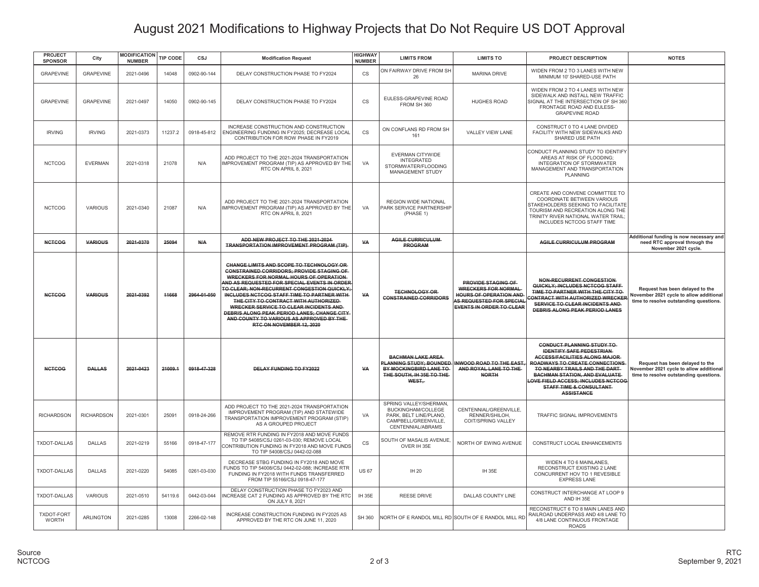# August 2021 Modifications to Highway Projects that Do Not Require US DOT Approval

| PROJECT SPONSOR | City | MODIFICATION NUMBER | TIP CODE | CSJ | Modification Request | HIGHWAY NUMBER | LIMITS FROM | LIMITS TO | PROJECT DESCRIPTION | NOTES |
|---|---|---|---|---|---|---|---|---|---|---|
| GRAPEVINE | GRAPEVINE | 2021-0496 | 14048 | 0902-90-144 | DELAY CONSTRUCTION PHASE TO FY2024 | CS | ON FAIRWAY DRIVE FROM SH 26 | MARINA DRIVE | WIDEN FROM 2 TO 3 LANES WITH NEW MINIMUM 10' SHARED-USE PATH | |
| GRAPEVINE | GRAPEVINE | 2021-0497 | 14050 | 0902-90-145 | DELAY CONSTRUCTION PHASE TO FY2024 | CS | EULESS-GRAPEVINE ROAD FROM SH 360 | HUGHES ROAD | WIDEN FROM 2 TO 4 LANES WITH NEW SIDEWALK AND INSTALL NEW TRAFFIC SIGNAL AT THE INTERSECTION OF SH 360 FRONTAGE ROAD AND EULESS-GRAPEVINE ROAD | |
| IRVING | IRVING | 2021-0373 | 11237.2 | 0918-45-812 | INCREASE CONSTRUCTION AND CONSTRUCTION ENGINEERING FUNDING IN FY2025; DECREASE LOCAL CONTRIBUTION FOR ROW PHASE IN FY2019 | CS | ON CONFLANS RD FROM SH 161 | VALLEY VIEW LANE | CONSTRUCT 0 TO 4 LANE DIVIDED FACILITY WITH NEW SIDEWALKS AND SHARED USE PATH | |
| NCTCOG | EVERMAN | 2021-0318 | 21078 | N/A | ADD PROJECT TO THE 2021-2024 TRANSPORTATION IMPROVEMENT PROGRAM (TIP) AS APPROVED BY THE RTC ON APRIL 8, 2021 | VA | EVERMAN CITYWIDE INTEGRATED STORMWATER/FLOODING MANAGEMENT STUDY | | CONDUCT PLANNING STUDY TO IDENTIFY AREAS AT RISK OF FLOODING; INTEGRATION OF STORMWATER MANAGEMENT AND TRANSPORTATION PLANNING | |
| NCTCOG | VARIOUS | 2021-0340 | 21087 | N/A | ADD PROJECT TO THE 2021-2024 TRANSPORTATION IMPROVEMENT PROGRAM (TIP) AS APPROVED BY THE RTC ON APRIL 8, 2021 | VA | REGION WIDE NATIONAL PARK SERVICE PARTNERSHIP (PHASE 1) | | CREATE AND CONVENE COMMITTEE TO COORDINATE BETWEEN VARIOUS STAKEHOLDERS SEEKING TO FACILITATE TOURISM AND RECREATION ALONG THE TRINITY RIVER NATIONAL WATER TRAIL; INCLUDES NCTCOG STAFF TIME | |
| ~~NCTCOG~~ | ~~VARIOUS~~ | ~~2021-0370~~ | ~~25094~~ | ~~N/A~~ | ~~ADD NEW PROJECT TO THE 2021-2024 TRANSPORTATION IMPROVEMENT PROGRAM (TIP)~~ | ~~VA~~ | ~~AGILE CURRICULUM PROGRAM~~ | | ~~AGILE CURRICULUM PROGRAM~~ | **Additional funding is now necessary and need RTC approval through the November 2021 cycle.** |
| ~~NCTCOG~~ | ~~VARIOUS~~ | ~~2021-0392~~ | ~~11668~~ | ~~2964-01-050~~ | ~~CHANGE LIMITS AND SCOPE TO TECHNOLOGY OR CONSTRAINED CORRIDORS; PROVIDE STAGING OF WRECKERS FOR NORMAL HOURS OF OPERATION AND AS REQUESTED FOR SPECIAL EVENTS IN ORDER TO CLEAR; NON-RECURRENT CONGESTION QUICKLY; INCLUDES NCTCOG STAFF TIME TO PARTNER WITH THE CITY TO CONTRACT WITH AUTHORIZED WRECKER SERVICE TO CLEAR INCIDENTS AND DEBRIS ALONG PEAK PERIOD LANES; CHANGE CITY AND COUNTY TO VARIOUS AS APPROVED BY THE RTC ON NOVEMBER 12, 2020~~ | ~~VA~~ | ~~TECHNOLOGY OR CONSTRAINED CORRIDORS~~ | ~~PROVIDE STAGING OF WRECKERS FOR NORMAL HOURS OF OPERATION AND AS REQUESTED FOR SPECIAL EVENTS IN ORDER TO CLEAR~~ | ~~NON-RECURRENT CONGESTION QUICKLY; INCLUDES NCTCOG STAFF TIME TO PARTNER WITH THE CITY TO CONTRACT WITH AUTHORIZED WRECKER SERVICE TO CLEAR INCIDENTS AND DEBRIS ALONG PEAK PERIOD LANES~~ | **Request has been delayed to the November 2021 cycle to allow additional time to resolve outstanding questions.** |
| ~~NCTCOG~~ | ~~DALLAS~~ | ~~2021-0423~~ | ~~21009.1~~ | ~~0918-47-328~~ | ~~DELAY FUNDING TO FY2022~~ | ~~VA~~ | ~~BACHMAN LAKE AREA PLANNING STUDY; BOUNDED BY MOCKINGBIRD LANE TO THE SOUTH, IH 35E TO THE WEST,~~ | ~~INWOOD ROAD TO THE EAST, AND ROYAL LANE TO THE NORTH~~ | ~~CONDUCT PLANNING STUDY TO IDENTIFY SAFE PEDESTRIAN ACCESS/FACILITIES ALONG MAJOR ROADWAYS TO CREATE CONNECTIONS TO NEARBY TRAILS AND THE DART BACHMAN STATION, AND EVALUATE LOVE FIELD ACCESS; INCLUDES NCTCOG STAFF TIME & CONSULTANT ASSISTANCE~~ | **Request has been delayed to the November 2021 cycle to allow additional time to resolve outstanding questions.** |
| RICHARDSON | RICHARDSON | 2021-0301 | 25091 | 0918-24-266 | ADD PROJECT TO THE 2021-2024 TRANSPORTATION IMPROVEMENT PROGRAM (TIP) AND STATEWIDE TRANSPORTATION IMPROVEMENT PROGRAM (STIP) AS A GROUPED PROJECT | VA | SPRING VALLEY/SHERMAN, BUCKINGHAM/COLLEGE PARK, BELT LINE/PLANO, CAMPBELL/GREENVILLE, CENTENNIAL/ABRAMS | CENTENNIAL/GREENVILLE, RENNER/SHILOH, COIT/SPRING VALLEY | TRAFFIC SIGNAL IMPROVEMENTS | |
| TXDOT-DALLAS | DALLAS | 2021-0219 | 55166 | 0918-47-177 | REMOVE RTR FUNDING IN FY2018 AND MOVE FUNDS TO TIP 54085/CSJ 0261-03-030; REMOVE LOCAL CONTRIBUTION FUNDING IN FY2018 AND MOVE FUNDS TO TIP 54008/CSJ 0442-02-088 | CS | SOUTH OF MASALIS AVENUE, OVER IH 35E | NORTH OF EWING AVENUE | CONSTRUCT LOCAL ENHANCEMENTS | |
| TXDOT-DALLAS | DALLAS | 2021-0220 | 54085 | 0261-03-030 | DECREASE STBG FUNDING IN FY2018 AND MOVE FUNDS TO TIP 54008/CSJ 0442-02-088; INCREASE RTR FUNDING IN FY2018 WITH FUNDS TRANSFERRED FROM TIP 55166/CSJ 0918-47-177 | US 67 | IH 20 | IH 35E | WIDEN 4 TO 6 MAINLANES, RECONSTRUCT EXISTING 2 LANE CONCURRENT HOV TO 1 REVESIBLE EXPRESS LANE | |
| TXDOT-DALLAS | VARIOUS | 2021-0510 | 54119.6 | 0442-03-044 | DELAY CONSTRUCTION PHASE TO FY2023 AND INCREASE CAT 2 FUNDING AS APPROVED BY THE RTC ON JULY 8, 2021 | IH 35E | REESE DRIVE | DALLAS COUNTY LINE | CONSTRUCT INTERCHANGE AT LOOP 9 AND IH 35E | |
| TXDOT-FORT WORTH | ARLINGTON | 2021-0285 | 13008 | 2266-02-148 | INCREASE CONSTRUCTION FUNDING IN FY2025 AS APPROVED BY THE RTC ON JUNE 11, 2020 | SH 360 | NORTH OF E RANDOL MILL RD | SOUTH OF E RANDOL MILL RD | RECONSTRUCT 6 TO 8 MAIN LANES AND RAILROAD UNDERPASS AND 4/8 LANE TO 4/8 LANE CONTINUOUS FRONTAGE ROADS | |

Source
NCTCOG

RTC
September 9, 2021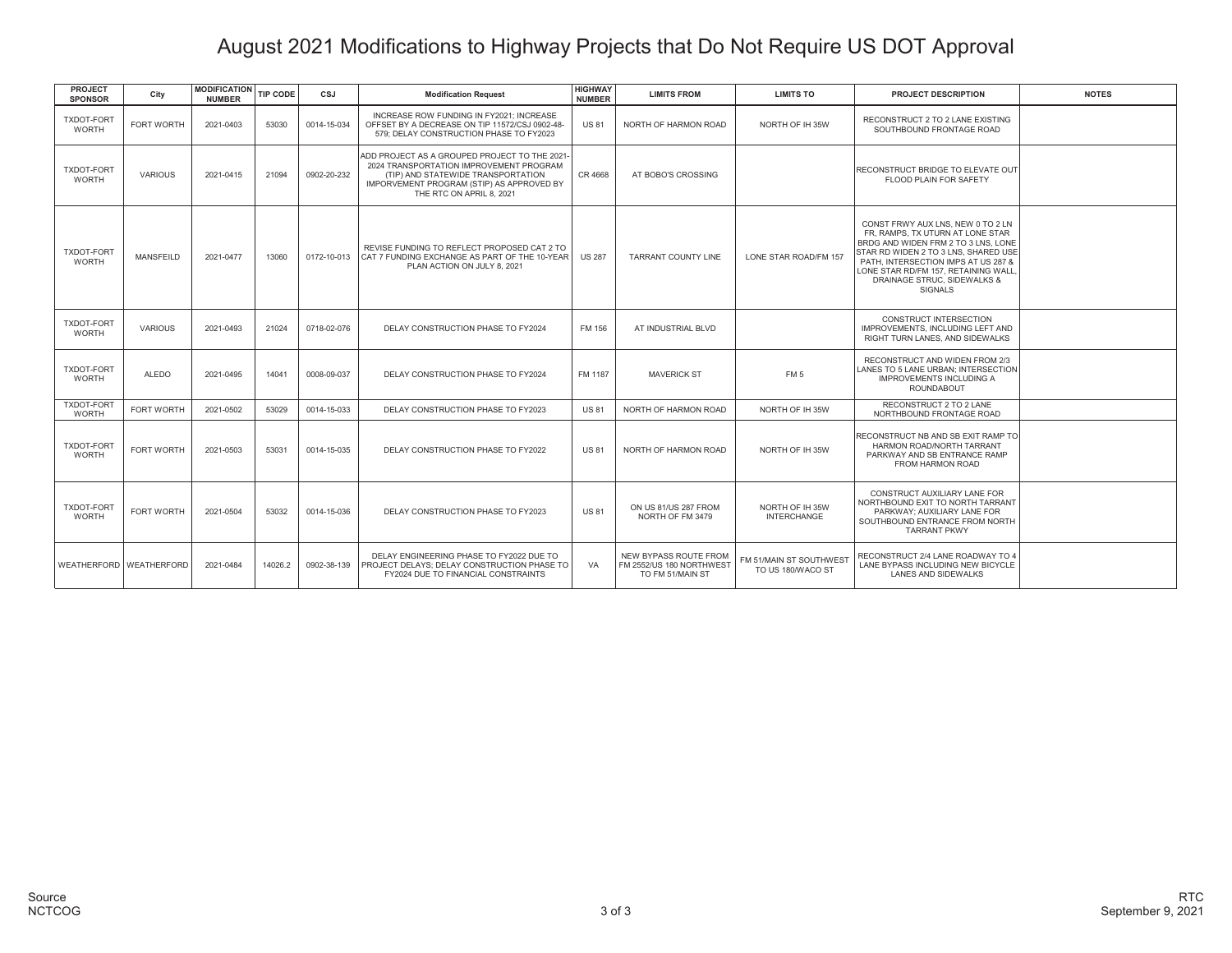# August 2021 Modifications to Highway Projects that Do Not Require US DOT Approval

| PROJECT SPONSOR | City | MODIFICATION NUMBER | TIP CODE | CSJ | Modification Request | HIGHWAY NUMBER | LIMITS FROM | LIMITS TO | PROJECT DESCRIPTION | NOTES |
|---|---|---|---|---|---|---|---|---|---|---|
| TXDOT-FORT WORTH | FORT WORTH | 2021-0403 | 53030 | 0014-15-034 | INCREASE ROW FUNDING IN FY2021; INCREASE OFFSET BY A DECREASE ON TIP 11572/CSJ 0902-48-579; DELAY CONSTRUCTION PHASE TO FY2023 | US 81 | NORTH OF HARMON ROAD | NORTH OF IH 35W | RECONSTRUCT 2 TO 2 LANE EXISTING SOUTHBOUND FRONTAGE ROAD | |
| TXDOT-FORT WORTH | VARIOUS | 2021-0415 | 21094 | 0902-20-232 | ADD PROJECT AS A GROUPED PROJECT TO THE 2021-2024 TRANSPORTATION IMPROVEMENT PROGRAM (TIP) AND STATEWIDE TRANSPORTATION IMPORVEMENT PROGRAM (STIP) AS APPROVED BY THE RTC ON APRIL 8, 2021 | CR 4668 | AT BOBO'S CROSSING | | RECONSTRUCT BRIDGE TO ELEVATE OUT FLOOD PLAIN FOR SAFETY | |
| TXDOT-FORT WORTH | MANSFEILD | 2021-0477 | 13060 | 0172-10-013 | REVISE FUNDING TO REFLECT PROPOSED CAT 2 TO CAT 7 FUNDING EXCHANGE AS PART OF THE 10-YEAR PLAN ACTION ON JULY 8, 2021 | US 287 | TARRANT COUNTY LINE | LONE STAR ROAD/FM 157 | CONST FRWY AUX LNS, NEW 0 TO 2 LN FR, RAMPS, TX UTURN AT LONE STAR BRDG AND WIDEN FRM 2 TO 3 LNS, LONE STAR RD WIDEN 2 TO 3 LNS, SHARED USE PATH, INTERSECTION IMPS AT US 287 & LONE STAR RD/FM 157, RETAINING WALL, DRAINAGE STRUC, SIDEWALKS & SIGNALS | |
| TXDOT-FORT WORTH | VARIOUS | 2021-0493 | 21024 | 0718-02-076 | DELAY CONSTRUCTION PHASE TO FY2024 | FM 156 | AT INDUSTRIAL BLVD | | CONSTRUCT INTERSECTION IMPROVEMENTS, INCLUDING LEFT AND RIGHT TURN LANES, AND SIDEWALKS | |
| TXDOT-FORT WORTH | ALEDO | 2021-0495 | 14041 | 0008-09-037 | DELAY CONSTRUCTION PHASE TO FY2024 | FM 1187 | MAVERICK ST | FM 5 | RECONSTRUCT AND WIDEN FROM 2/3 LANES TO 5 LANE URBAN; INTERSECTION IMPROVEMENTS INCLUDING A ROUNDABOUT | |
| TXDOT-FORT WORTH | FORT WORTH | 2021-0502 | 53029 | 0014-15-033 | DELAY CONSTRUCTION PHASE TO FY2023 | US 81 | NORTH OF HARMON ROAD | NORTH OF IH 35W | RECONSTRUCT 2 TO 2 LANE NORTHBOUND FRONTAGE ROAD | |
| TXDOT-FORT WORTH | FORT WORTH | 2021-0503 | 53031 | 0014-15-035 | DELAY CONSTRUCTION PHASE TO FY2022 | US 81 | NORTH OF HARMON ROAD | NORTH OF IH 35W | RECONSTRUCT NB AND SB EXIT RAMP TO HARMON ROAD/NORTH TARRANT PARKWAY AND SB ENTRANCE RAMP FROM HARMON ROAD | |
| TXDOT-FORT WORTH | FORT WORTH | 2021-0504 | 53032 | 0014-15-036 | DELAY CONSTRUCTION PHASE TO FY2023 | US 81 | ON US 81/US 287 FROM NORTH OF FM 3479 | NORTH OF IH 35W INTERCHANGE | CONSTRUCT AUXILIARY LANE FOR NORTHBOUND EXIT TO NORTH TARRANT PARKWAY; AUXILIARY LANE FOR SOUTHBOUND ENTRANCE FROM NORTH TARRANT PKWY | |
| WEATHERFORD | WEATHERFORD | 2021-0484 | 14026.2 | 0902-38-139 | DELAY ENGINEERING PHASE TO FY2022 DUE TO PROJECT DELAYS; DELAY CONSTRUCTION PHASE TO FY2024 DUE TO FINANCIAL CONSTRAINTS | VA | NEW BYPASS ROUTE FROM FM 2552/US 180 NORTHWEST TO FM 51/MAIN ST | FM 51/MAIN ST SOUTHWEST TO US 180/WACO ST | RECONSTRUCT 2/4 LANE ROADWAY TO 4 LANE BYPASS INCLUDING NEW BICYCLE LANES AND SIDEWALKS | |

Source
NCTCOG

RTC
September 9, 2021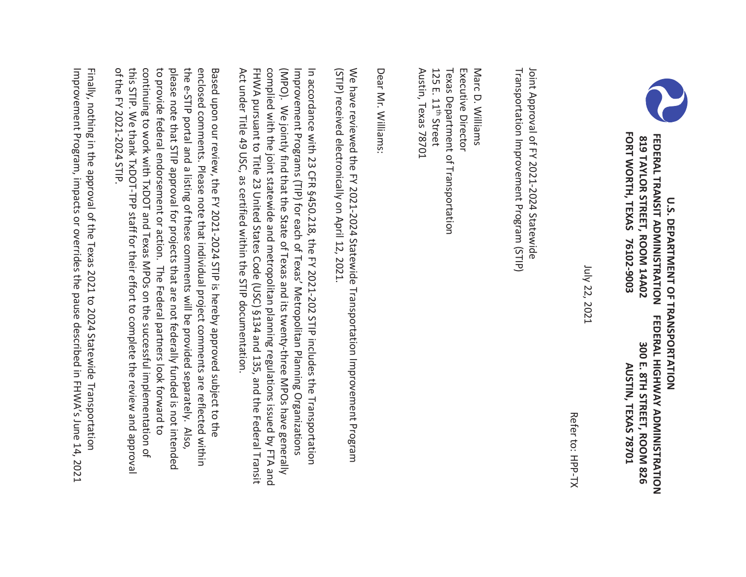**U.S. DEPARTMENT OF TRANSPORTATION**

**FEDERAL TRANSIT ADMINISTRATION**
**819 TAYLOR STREET, ROOM 14A02**
**FORT WORTH, TEXAS 76102-9003**

**FEDERAL HIGHWAY ADMINISTRATION**
**300 E. 8TH STREET, ROOM 826**
**AUSTIN, TEXAS 78701**

Refer to: HPP-TX

July 22, 2021

Joint Approval of FY 2021-2024 Statewide Transportation Improvement Program (STIP)

Marc D. Williams
Executive Director
Texas Department of Transportation
125 E. 11th Street
Austin, Texas 78701

Dear Mr. Williams:

We have reviewed the FY 2021-2024 Statewide Transportation Improvement Program (STIP) received electronically on April 12, 2021.

In accordance with 23 CFR §450.218, the FY 2021-202 STIP includes the Transportation Improvement Programs (TIP) for each of Texas' Metropolitan Planning Organizations (MPO). We jointly find that the State of Texas and its twenty-three MPOs have generally complied with the joint statewide and metropolitan planning regulations issued by FTA and FHWA pursuant to Title 23 United States Code (USC) §134 and 135, and the Federal Transit Act under Title 49 USC, as certified within the STIP documentation.

Based upon our review, the FY 2021-2024 STIP is hereby approved subject to the enclosed comments. Please note that individual project comments are reflected within the e-STIP portal and a listing of these comments will be provided separately. Also, please note that STIP approval for projects that are not federally funded is not intended to provide federal endorsement or action. The Federal partners look forward to continuing to work with TxDOT and Texas MPOs on the successful implementation of this STIP. We thank TxDOT-TPP staff for their effort to complete the review and approval of the FY 2021-2024 STIP.

Finally, nothing in the approval of the Texas 2021 to 2024 Statewide Transportation Improvement Program, impacts or overrides the pause described in FHWA's June 14, 2021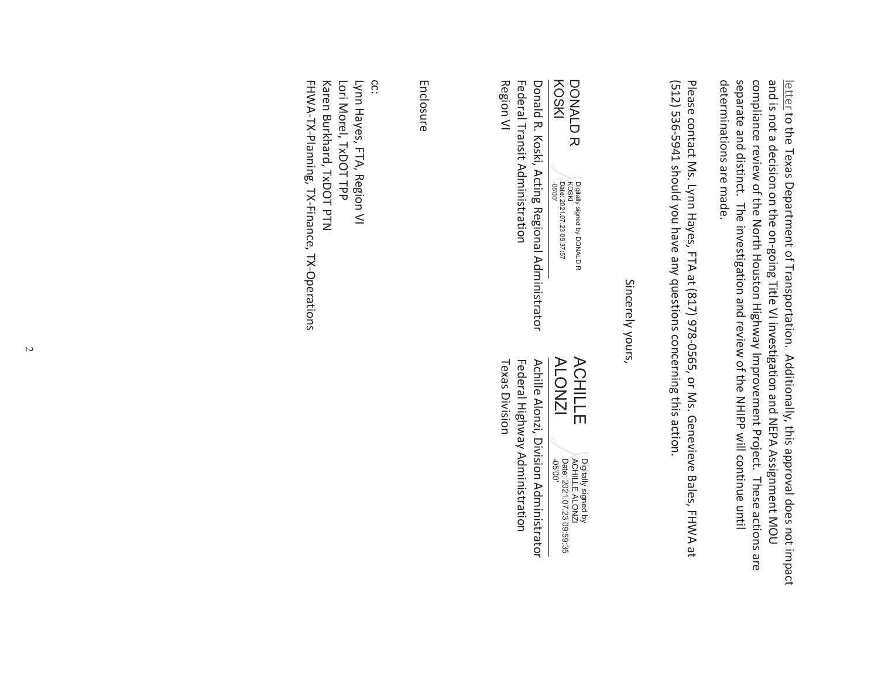letter to the Texas Department of Transportation. Additionally, this approval does not impact and is not a decision on the on-going Title VI investigation and NEPA Assignment MOU compliance review of the North Houston Highway Improvement Project. These actions are separate and distinct. The investigation and review of the NHIPP will continue until determinations are made.

Please contact Ms. Lynn Hayes, FTA at (817) 978-0565, or Ms. Genevieve Bales, FHWA at (512) 536-5941 should you have any questions concerning this action.

Sincerely yours,

DONALD R KOSKI
Digitally signed by DONALD R KOSKI
Date: 2021.07.23 09:37:57 -05'00'

Donald R. Koski, Acting Regional Administrator
Federal Transit Administration
Region VI

ACHILLE ALONZI
Digitally signed by ACHILLE ALONZI
Date: 2021.07.23 09:59:35 -05'00'

Achille Alonzi, Division Administrator
Federal Highway Administration
Texas Division

Enclosure

cc:
Lynn Hayes, FTA, Region VI
Lori Morel, TxDOT TPP
Karen Burkhard, TxDOT PTN
FHWA-TX-Planning, TX-Finance, TX-Operations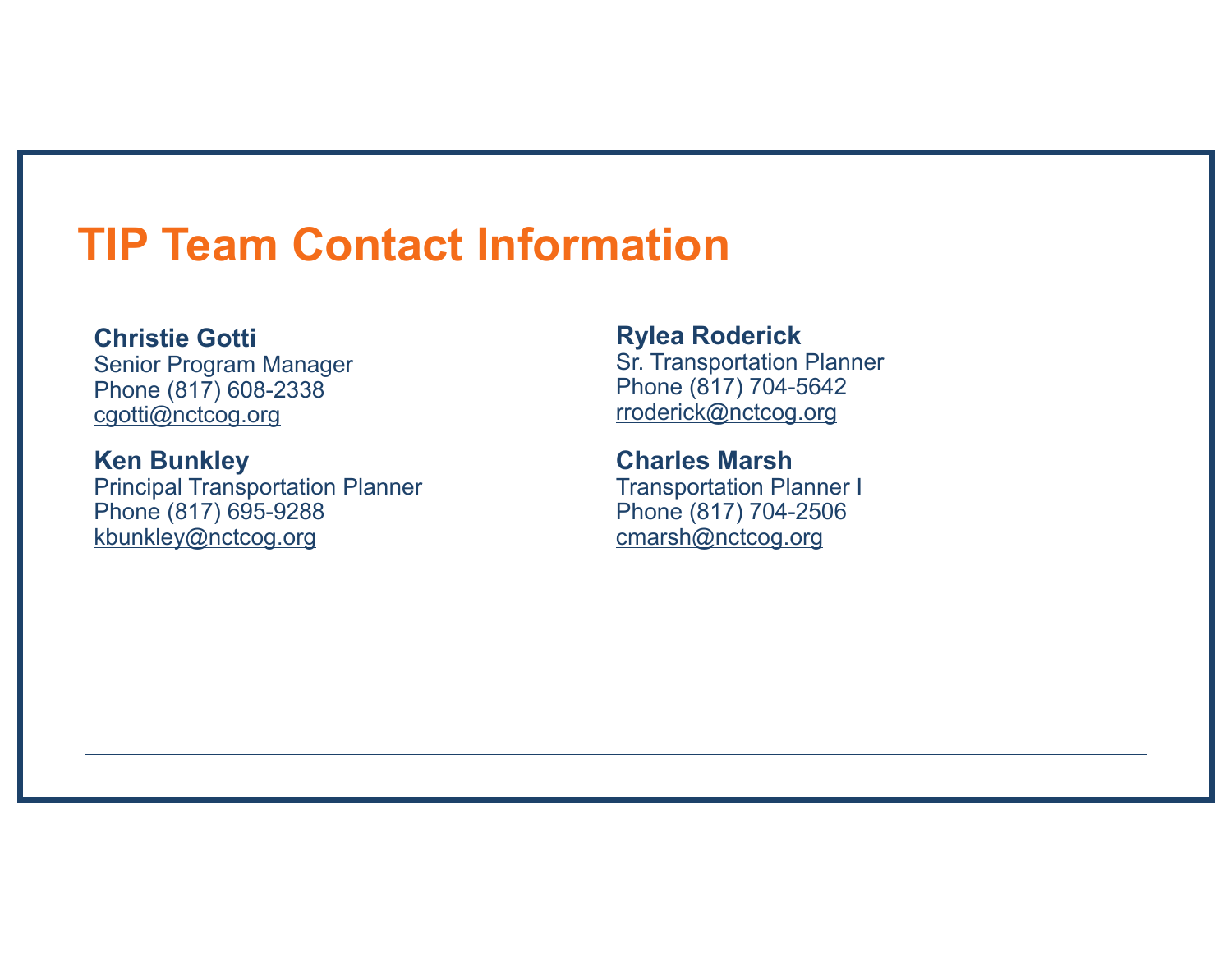# TIP Team Contact Information

**Christie Gotti**
Senior Program Manager
Phone (817) 608-2338
cgotti@nctcog.org

**Ken Bunkley**
Principal Transportation Planner
Phone (817) 695-9288
kbunkley@nctcog.org

**Rylea Roderick**
Sr. Transportation Planner
Phone (817) 704-5642
rroderick@nctcog.org

**Charles Marsh**
Transportation Planner I
Phone (817) 704-2506
cmarsh@nctcog.org